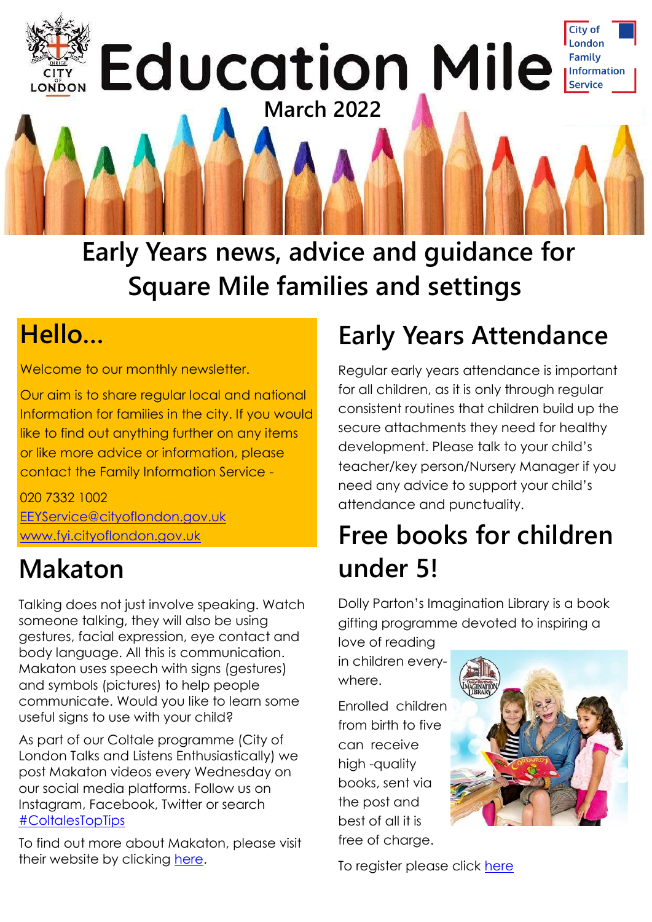# Education Mile

**March 2022**

## Early Years news, advice and guidance for Square Mile families and settings

## Hello...

Welcome to our monthly newsletter.

Our aim is to share regular local and national Information for families in the city. If you would like to find out anything further on any items or like more advice or information, please contact the Family Information Service -

020 7332 1002
EEYService@cityoflondon.gov.uk
www.fyi.cityoflondon.gov.uk

## Makaton

Talking does not just involve speaking. Watch someone talking, they will also be using gestures, facial expression, eye contact and body language. All this is communication. Makaton uses speech with signs (gestures) and symbols (pictures) to help people communicate. Would you like to learn some useful signs to use with your child?

As part of our Coltale programme (City of London Talks and Listens Enthusiastically) we post Makaton videos every Wednesday on our social media platforms. Follow us on Instagram, Facebook, Twitter or search #ColtalesTopTips

To find out more about Makaton, please visit their website by clicking here.

## Early Years Attendance

Regular early years attendance is important for all children, as it is only through regular consistent routines that children build up the secure attachments they need for healthy development. Please talk to your child's teacher/key person/Nursery Manager if you need any advice to support your child's attendance and punctuality.

## Free books for children under 5!

Dolly Parton's Imagination Library is a book gifting programme devoted to inspiring a love of reading in children everywhere.

Enrolled children from birth to five can receive high -quality books, sent via the post and best of all it is free of charge.

To register please click here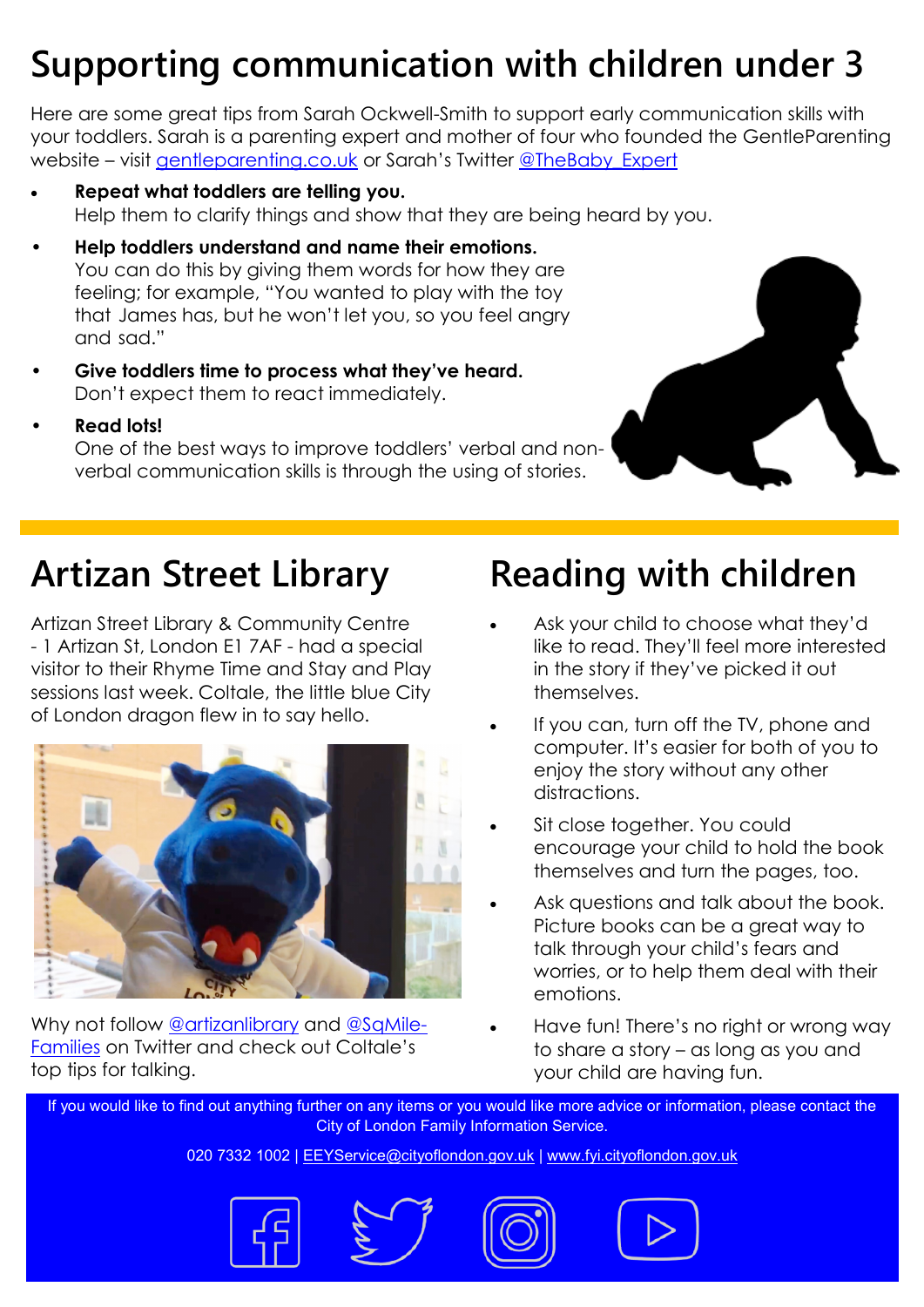# Supporting communication with children under 3

Here are some great tips from Sarah Ockwell-Smith to support early communication skills with your toddlers. Sarah is a parenting expert and mother of four who founded the GentleParenting website – visit gentleparenting.co.uk or Sarah's Twitter @TheBaby_Expert

- **Repeat what toddlers are telling you.**
  Help them to clarify things and show that they are being heard by you.
- **Help toddlers understand and name their emotions.**
  You can do this by giving them words for how they are feeling; for example, "You wanted to play with the toy that James has, but he won't let you, so you feel angry and sad."
- **Give toddlers time to process what they've heard.**
  Don't expect them to react immediately.
- **Read lots!**
  One of the best ways to improve toddlers' verbal and non-verbal communication skills is through the using of stories.

## Artizan Street Library

Artizan Street Library & Community Centre - 1 Artizan St, London E1 7AF - had a special visitor to their Rhyme Time and Stay and Play sessions last week. Coltale, the little blue City of London dragon flew in to say hello.

Why not follow @artizanlibrary and @SqMile-Families on Twitter and check out Coltale's top tips for talking.

## Reading with children

- Ask your child to choose what they'd like to read. They'll feel more interested in the story if they've picked it out themselves.
- If you can, turn off the TV, phone and computer. It's easier for both of you to enjoy the story without any other distractions.
- Sit close together. You could encourage your child to hold the book themselves and turn the pages, too.
- Ask questions and talk about the book. Picture books can be a great way to talk through your child's fears and worries, or to help them deal with their emotions.
- Have fun! There's no right or wrong way to share a story – as long as you and your child are having fun.

If you would like to find out anything further on any items or you would like more advice or information, please contact the City of London Family Information Service.

020 7332 1002 | EEYService@cityoflondon.gov.uk | www.fyi.cityoflondon.gov.uk